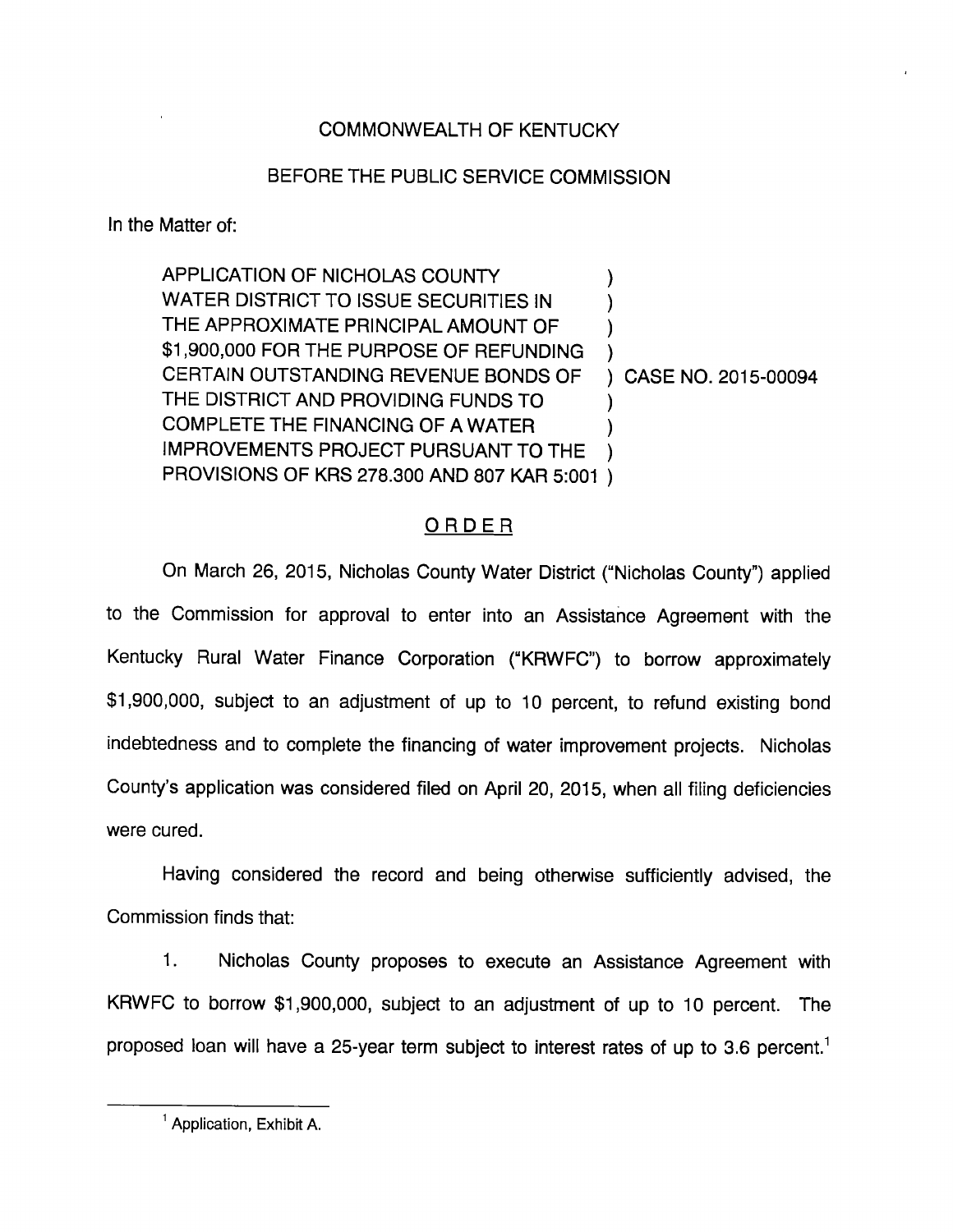COMMONWEALTH OF KENTUCKY

BEFORE THE PUBLIC SERVICE COMMISSION

In the Matter of:

| | | |
|---|---|---|
| APPLICATION OF NICHOLAS COUNTY WATER DISTRICT TO ISSUE SECURITIES IN THE APPROXIMATE PRINCIPAL AMOUNT OF $1,900,000 FOR THE PURPOSE OF REFUNDING CERTAIN OUTSTANDING REVENUE BONDS OF THE DISTRICT AND PROVIDING FUNDS TO COMPLETE THE FINANCING OF A WATER IMPROVEMENTS PROJECT PURSUANT TO THE PROVISIONS OF KRS 278.300 AND 807 KAR 5:001 | ) | CASE NO. 2015-00094 |

## ORDER

On March 26, 2015, Nicholas County Water District ("Nicholas County") applied to the Commission for approval to enter into an Assistance Agreement with the Kentucky Rural Water Finance Corporation ("KRWFC") to borrow approximately $1,900,000, subject to an adjustment of up to 10 percent, to refund existing bond indebtedness and to complete the financing of water improvement projects. Nicholas County's application was considered filed on April 20, 2015, when all filing deficiencies were cured.

Having considered the record and being otherwise sufficiently advised, the Commission finds that:

1. Nicholas County proposes to execute an Assistance Agreement with KRWFC to borrow $1,900,000, subject to an adjustment of up to 10 percent. The proposed loan will have a 25-year term subject to interest rates of up to 3.6 percent.[1]

---

[1] Application, Exhibit A.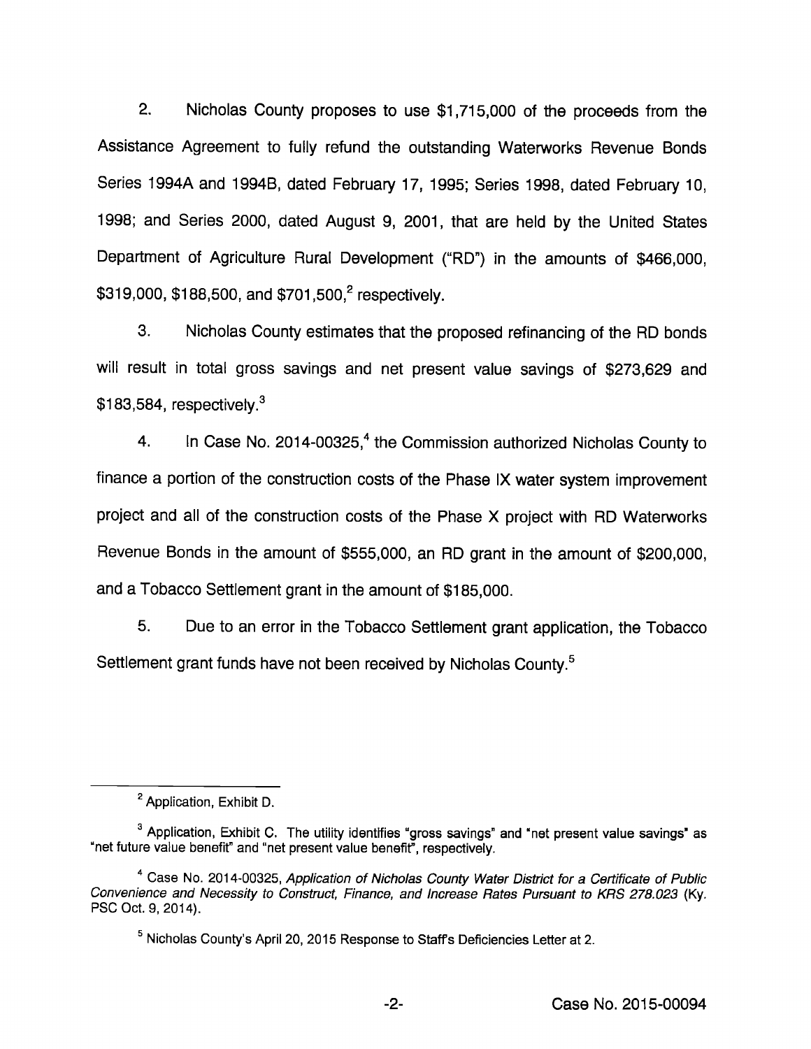2. Nicholas County proposes to use $1,715,000 of the proceeds from the Assistance Agreement to fully refund the outstanding Waterworks Revenue Bonds Series 1994A and 1994B, dated February 17, 1995; Series 1998, dated February 10, 1998; and Series 2000, dated August 9, 2001, that are held by the United States Department of Agriculture Rural Development ("RD") in the amounts of $466,000, $319,000, $188,500, and $701,500,[2] respectively.

3. Nicholas County estimates that the proposed refinancing of the RD bonds will result in total gross savings and net present value savings of $273,629 and $183,584, respectively.[3]

4. In Case No. 2014-00325,[4] the Commission authorized Nicholas County to finance a portion of the construction costs of the Phase IX water system improvement project and all of the construction costs of the Phase X project with RD Waterworks Revenue Bonds in the amount of $555,000, an RD grant in the amount of $200,000, and a Tobacco Settlement grant in the amount of $185,000.

5. Due to an error in the Tobacco Settlement grant application, the Tobacco Settlement grant funds have not been received by Nicholas County.[5]

---

[2] Application, Exhibit D.

[3] Application, Exhibit C. The utility identifies "gross savings" and "net present value savings" as "net future value benefit" and "net present value benefit", respectively.

[4] Case No. 2014-00325, *Application of Nicholas County Water District for a Certificate of Public Convenience and Necessity to Construct, Finance, and Increase Rates Pursuant to KRS 278.023* (Ky. PSC Oct. 9, 2014).

[5] Nicholas County's April 20, 2015 Response to Staff's Deficiencies Letter at 2.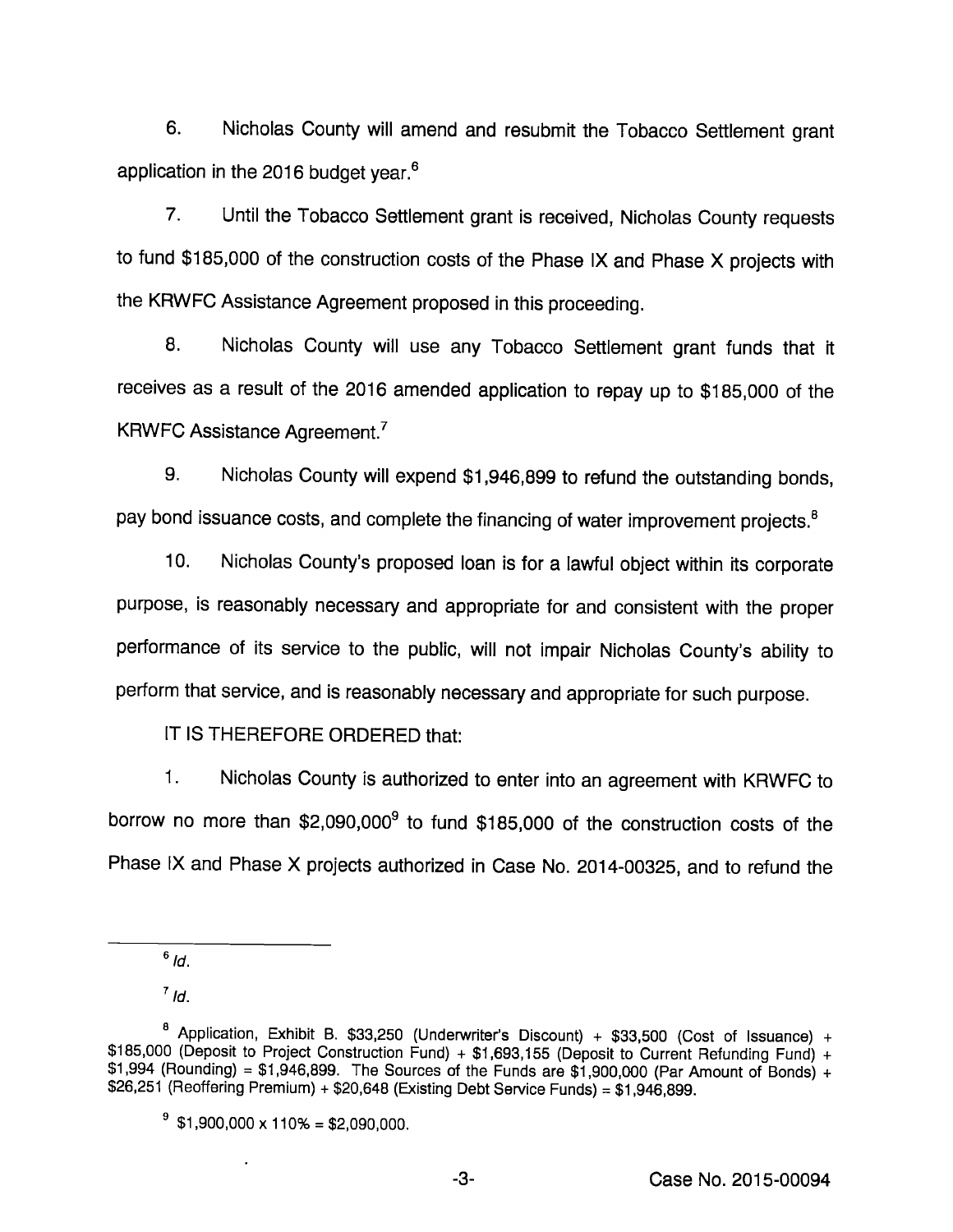6. Nicholas County will amend and resubmit the Tobacco Settlement grant application in the 2016 budget year.[6]

7. Until the Tobacco Settlement grant is received, Nicholas County requests to fund $185,000 of the construction costs of the Phase IX and Phase X projects with the KRWFC Assistance Agreement proposed in this proceeding.

8. Nicholas County will use any Tobacco Settlement grant funds that it receives as a result of the 2016 amended application to repay up to $185,000 of the KRWFC Assistance Agreement.[7]

9. Nicholas County will expend $1,946,899 to refund the outstanding bonds, pay bond issuance costs, and complete the financing of water improvement projects.[8]

10. Nicholas County's proposed loan is for a lawful object within its corporate purpose, is reasonably necessary and appropriate for and consistent with the proper performance of its service to the public, will not impair Nicholas County's ability to perform that service, and is reasonably necessary and appropriate for such purpose.

IT IS THEREFORE ORDERED that:

1. Nicholas County is authorized to enter into an agreement with KRWFC to borrow no more than $2,090,000[9] to fund $185,000 of the construction costs of the Phase IX and Phase X projects authorized in Case No. 2014-00325, and to refund the

---

[6] *Id.*

[7] *Id.*

[8] Application, Exhibit B. $33,250 (Underwriter's Discount) + $33,500 (Cost of Issuance) + $185,000 (Deposit to Project Construction Fund) + $1,693,155 (Deposit to Current Refunding Fund) + $1,994 (Rounding) = $1,946,899. The Sources of the Funds are $1,900,000 (Par Amount of Bonds) + $26,251 (Reoffering Premium) + $20,648 (Existing Debt Service Funds) = $1,946,899.

[9] $1,900,000 x 110% = $2,090,000.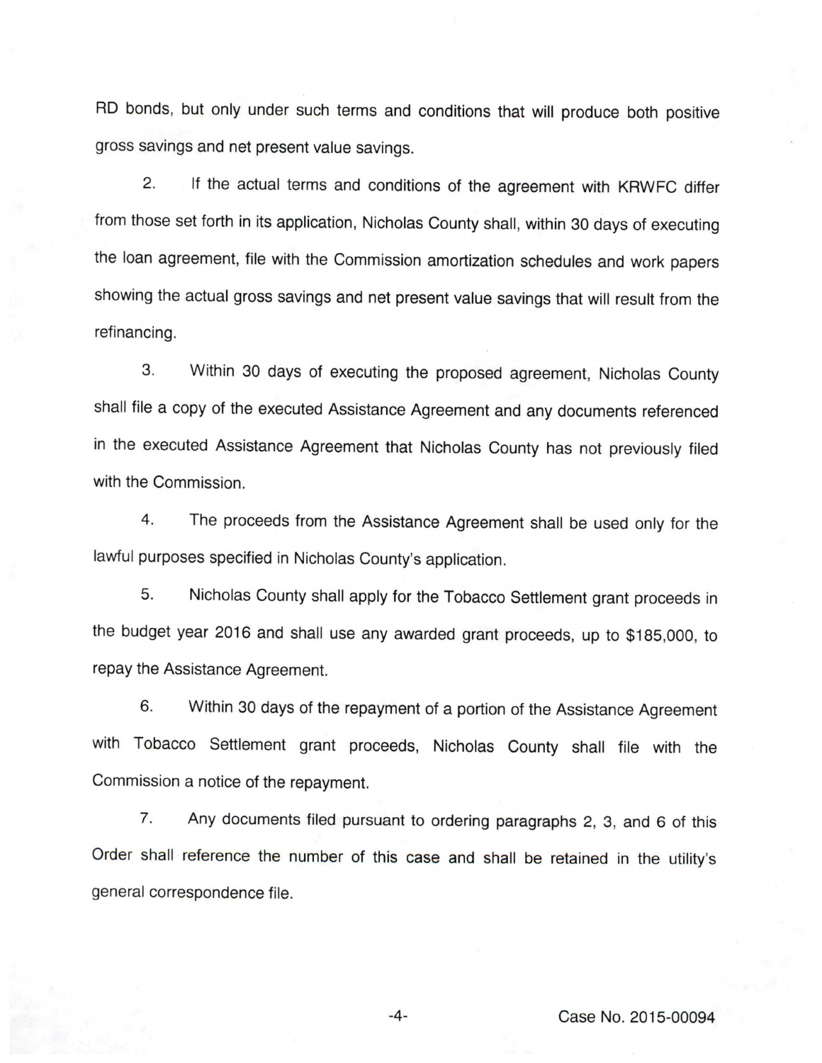RD bonds, but only under such terms and conditions that will produce both positive gross savings and net present value savings.

2. If the actual terms and conditions of the agreement with KRWFC differ from those set forth in its application, Nicholas County shall, within 30 days of executing the loan agreement, file with the Commission amortization schedules and work papers showing the actual gross savings and net present value savings that will result from the refinancing.

3. Within 30 days of executing the proposed agreement, Nicholas County shall file a copy of the executed Assistance Agreement and any documents referenced in the executed Assistance Agreement that Nicholas County has not previously filed with the Commission.

4. The proceeds from the Assistance Agreement shall be used only for the lawful purposes specified in Nicholas County's application.

5. Nicholas County shall apply for the Tobacco Settlement grant proceeds in the budget year 2016 and shall use any awarded grant proceeds, up to $185,000, to repay the Assistance Agreement.

6. Within 30 days of the repayment of a portion of the Assistance Agreement with Tobacco Settlement grant proceeds, Nicholas County shall file with the Commission a notice of the repayment.

7. Any documents filed pursuant to ordering paragraphs 2, 3, and 6 of this Order shall reference the number of this case and shall be retained in the utility's general correspondence file.

Case No. 2015-00094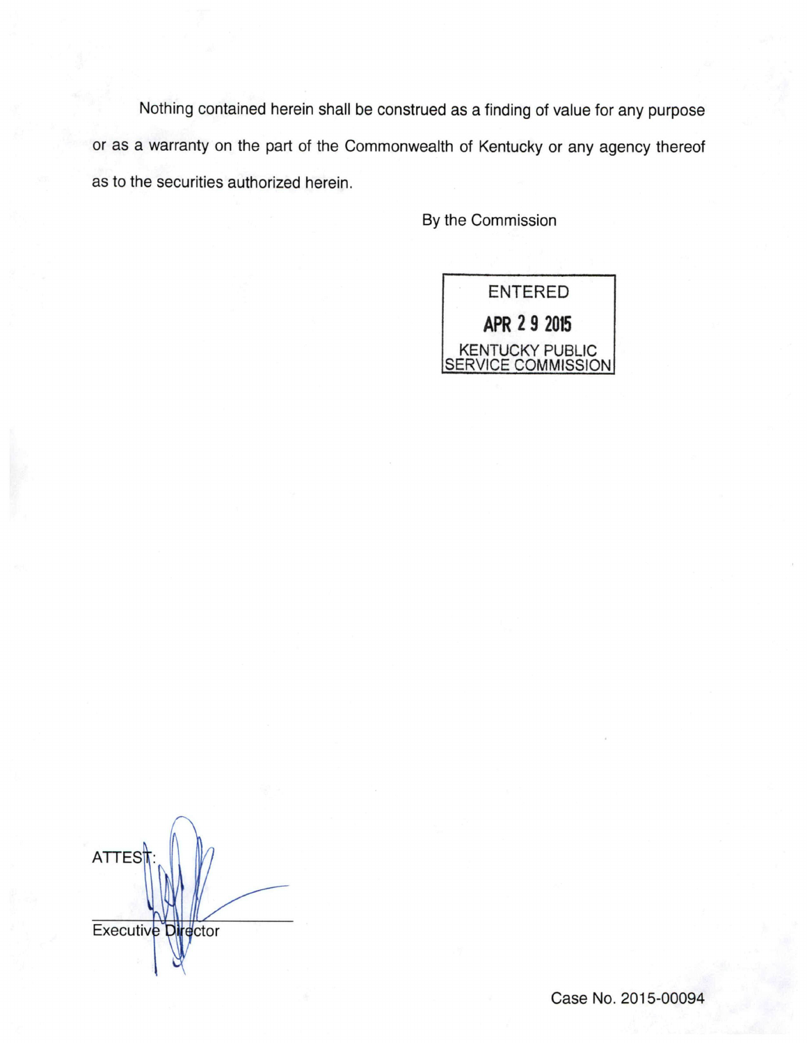Nothing contained herein shall be construed as a finding of value for any purpose or as a warranty on the part of the Commonwealth of Kentucky or any agency thereof as to the securities authorized herein.

By the Commission

ENTERED
APR 29 2015
KENTUCKY PUBLIC SERVICE COMMISSION

ATTEST:

Executive Director

Case No. 2015-00094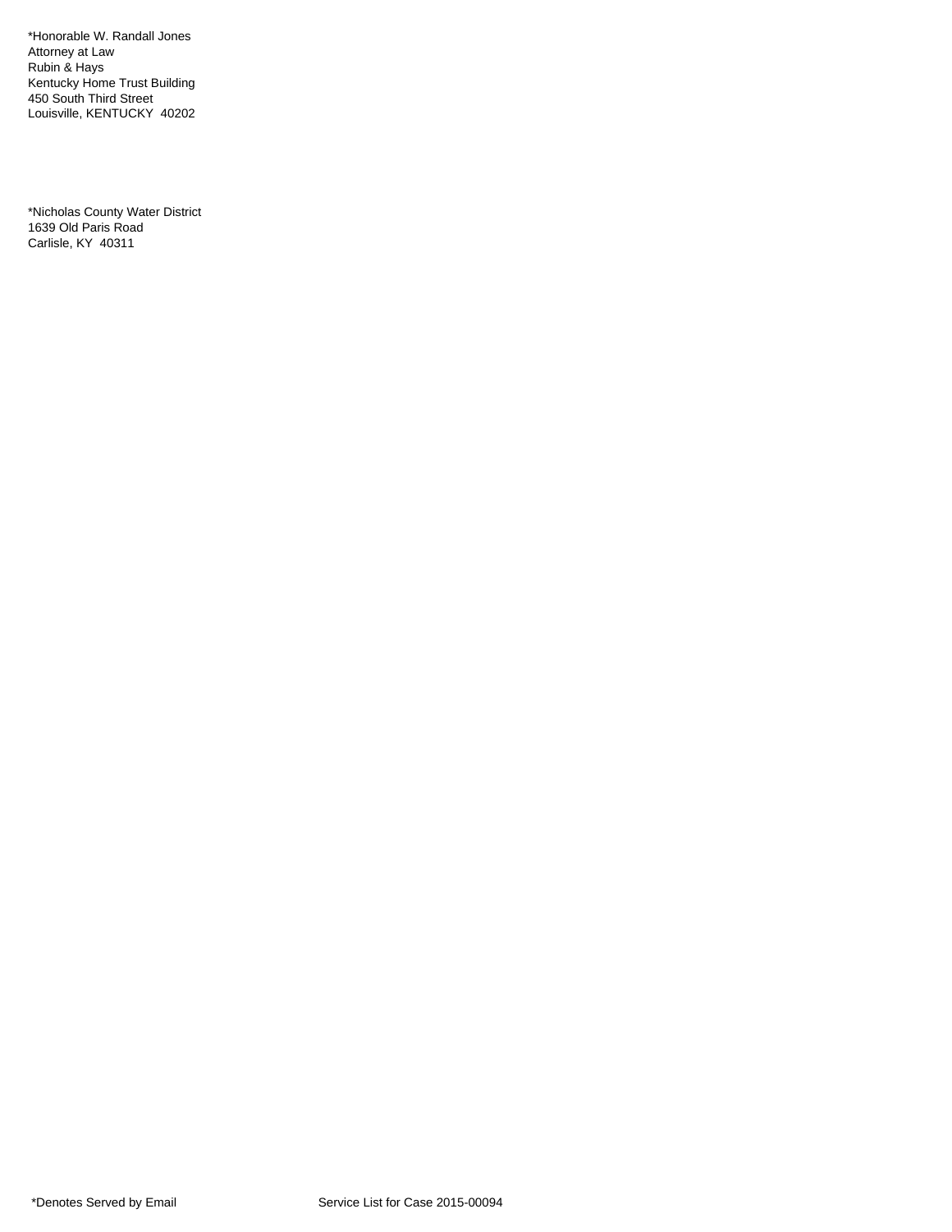*Honorable W. Randall Jones
Attorney at Law
Rubin & Hays
Kentucky Home Trust Building
450 South Third Street
Louisville, KENTUCKY 40202

*Nicholas County Water District
1639 Old Paris Road
Carlisle, KY 40311

*Denotes Served by Email

Service List for Case 2015-00094